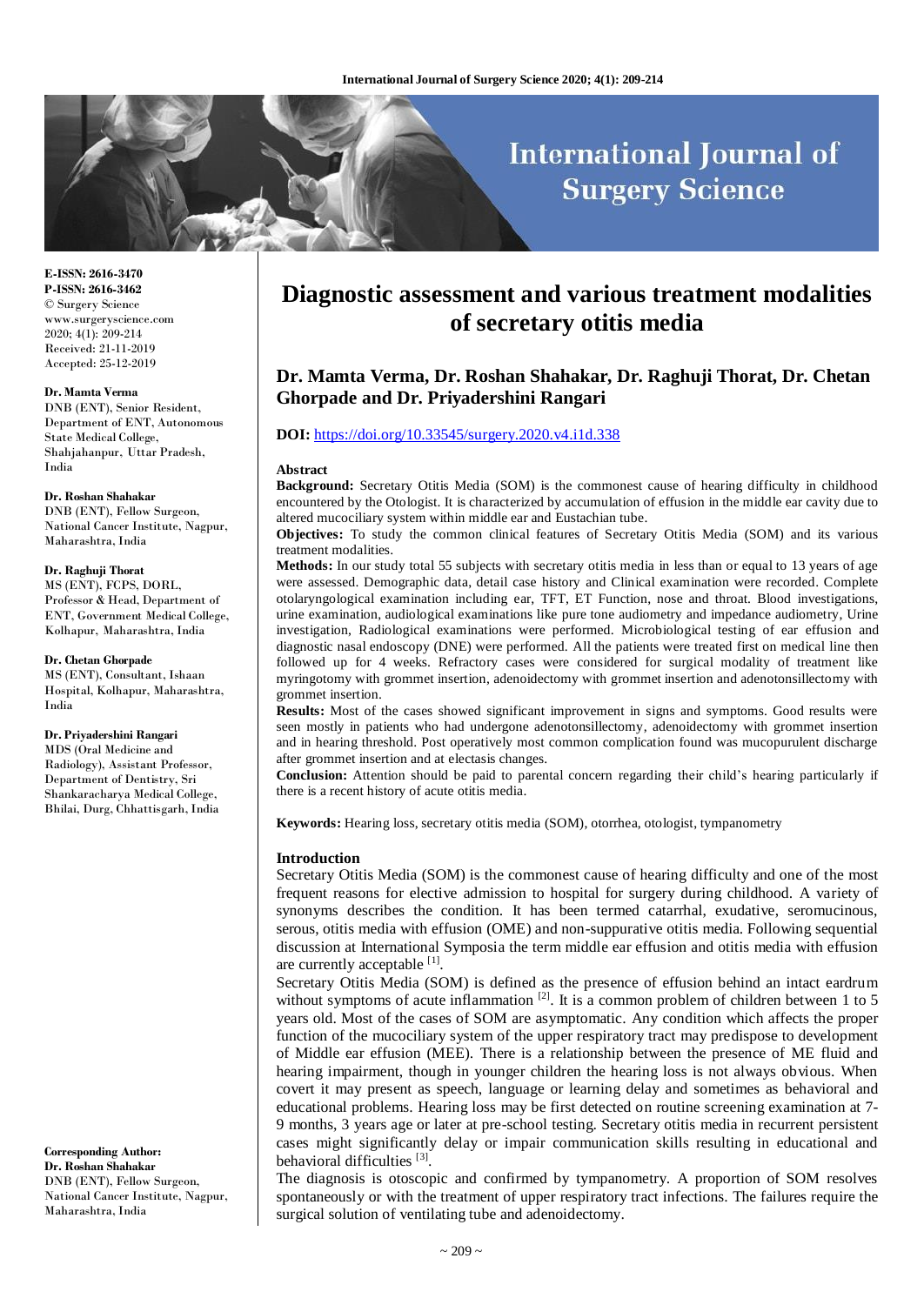E-ISSN: 2616-3470
P-ISSN: 2616-3462
© Surgery Science
www.surgeryscience.com
2020; 4(1): 209-214
Received: 21-11-2019
Accepted: 25-12-2019

**Dr. Mamta Verma**
DNB (ENT), Senior Resident, Department of ENT, Autonomous State Medical College, Shahjahanpur, Uttar Pradesh, India

**Dr. Roshan Shahakar**
DNB (ENT), Fellow Surgeon, National Cancer Institute, Nagpur, Maharashtra, India

**Dr. Raghuji Thorat**
MS (ENT), FCPS, DORL, Professor & Head, Department of ENT, Government Medical College, Kolhapur, Maharashtra, India

**Dr. Chetan Ghorpade**
MS (ENT), Consultant, Ishaan Hospital, Kolhapur, Maharashtra, India

**Dr. Priyadershini Rangari**
MDS (Oral Medicine and Radiology), Assistant Professor, Department of Dentistry, Sri Shankaracharya Medical College, Bhilai, Durg, Chhattisgarh, India

**Corresponding Author:**
**Dr. Roshan Shahakar**
DNB (ENT), Fellow Surgeon, National Cancer Institute, Nagpur, Maharashtra, India

# Diagnostic assessment and various treatment modalities of secretary otitis media

## Dr. Mamta Verma, Dr. Roshan Shahakar, Dr. Raghuji Thorat, Dr. Chetan Ghorpade and Dr. Priyadershini Rangari

**DOI:** https://doi.org/10.33545/surgery.2020.v4.i1d.338

### Abstract

**Background:** Secretary Otitis Media (SOM) is the commonest cause of hearing difficulty in childhood encountered by the Otologist. It is characterized by accumulation of effusion in the middle ear cavity due to altered mucociliary system within middle ear and Eustachian tube.

**Objectives:** To study the common clinical features of Secretary Otitis Media (SOM) and its various treatment modalities.

**Methods:** In our study total 55 subjects with secretary otitis media in less than or equal to 13 years of age were assessed. Demographic data, detail case history and Clinical examination were recorded. Complete otolaryngological examination including ear, TFT, ET Function, nose and throat. Blood investigations, urine examination, audiological examinations like pure tone audiometry and impedance audiometry, Urine investigation, Radiological examinations were performed. Microbiological testing of ear effusion and diagnostic nasal endoscopy (DNE) were performed. All the patients were treated first on medical line then followed up for 4 weeks. Refractory cases were considered for surgical modality of treatment like myringotomy with grommet insertion, adenoidectomy with grommet insertion and adenotonsillectomy with grommet insertion.

**Results:** Most of the cases showed significant improvement in signs and symptoms. Good results were seen mostly in patients who had undergone adenotonsillectomy, adenoidectomy with grommet insertion and in hearing threshold. Post operatively most common complication found was mucopurulent discharge after grommet insertion and at elecasis changes.

**Conclusion:** Attention should be paid to parental concern regarding their child's hearing particularly if there is a recent history of acute otitis media.

**Keywords:** Hearing loss, secretary otitis media (SOM), otorrhea, otologist, tympanometry

### Introduction

Secretary Otitis Media (SOM) is the commonest cause of hearing difficulty and one of the most frequent reasons for elective admission to hospital for surgery during childhood. A variety of synonyms describes the condition. It has been termed catarrhal, exudative, seromucinous, serous, otitis media with effusion (OME) and non-suppurative otitis media. Following sequential discussion at International Symposia the term middle ear effusion and otitis media with effusion are currently acceptable [1].

Secretary Otitis Media (SOM) is defined as the presence of effusion behind an intact eardrum without symptoms of acute inflammation [2]. It is a common problem of children between 1 to 5 years old. Most of the cases of SOM are asymptomatic. Any condition which affects the proper function of the mucociliary system of the upper respiratory tract may predispose to development of Middle ear effusion (MEE). There is a relationship between the presence of ME fluid and hearing impairment, though in younger children the hearing loss is not always obvious. When covert it may present as speech, language or learning delay and sometimes as behavioral and educational problems. Hearing loss may be first detected on routine screening examination at 7-9 months, 3 years age or later at pre-school testing. Secretary otitis media in recurrent persistent cases might significantly delay or impair communication skills resulting in educational and behavioral difficulties [3].

The diagnosis is otoscopic and confirmed by tympanometry. A proportion of SOM resolves spontaneously or with the treatment of upper respiratory tract infections. The failures require the surgical solution of ventilating tube and adenoidectomy.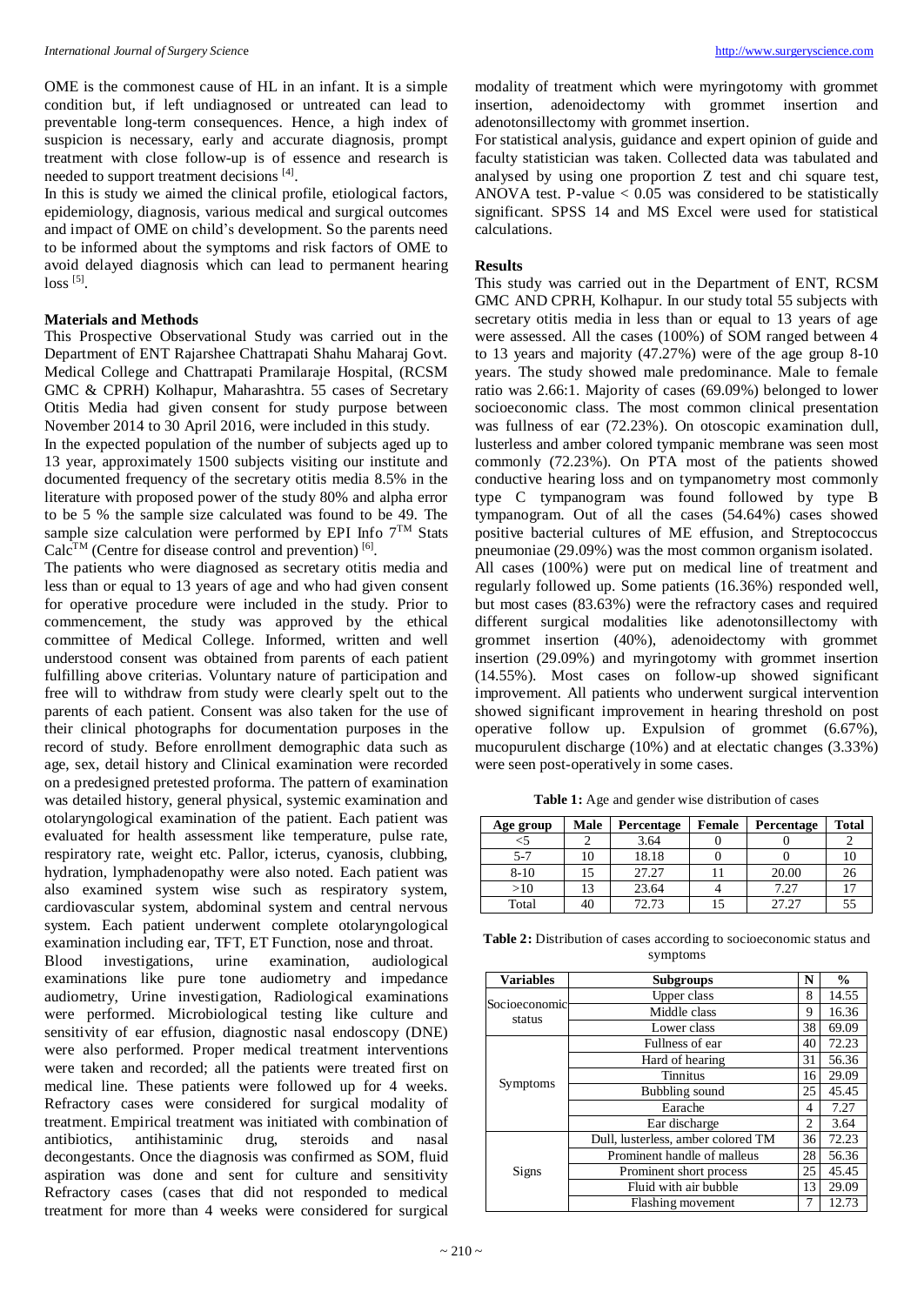OME is the commonest cause of HL in an infant. It is a simple condition but, if left undiagnosed or untreated can lead to preventable long-term consequences. Hence, a high index of suspicion is necessary, early and accurate diagnosis, prompt treatment with close follow-up is of essence and research is needed to support treatment decisions [4].

In this is study we aimed the clinical profile, etiological factors, epidemiology, diagnosis, various medical and surgical outcomes and impact of OME on child's development. So the parents need to be informed about the symptoms and risk factors of OME to avoid delayed diagnosis which can lead to permanent hearing loss [5].

## Materials and Methods

This Prospective Observational Study was carried out in the Department of ENT Rajarshee Chattrapati Shahu Maharaj Govt. Medical College and Chattrapati Pramilaraje Hospital, (RCSM GMC & CPRH) Kolhapur, Maharashtra. 55 cases of Secretary Otitis Media had given consent for study purpose between November 2014 to 30 April 2016, were included in this study.

In the expected population of the number of subjects aged up to 13 year, approximately 1500 subjects visiting our institute and documented frequency of the secretary otitis media 8.5% in the literature with proposed power of the study 80% and alpha error to be 5 % the sample size calculated was found to be 49. The sample size calculation were performed by EPI Info 7™ Stats Calc™ (Centre for disease control and prevention) [6].

The patients who were diagnosed as secretary otitis media and less than or equal to 13 years of age and who had given consent for operative procedure were included in the study. Prior to commencement, the study was approved by the ethical committee of Medical College. Informed, written and well understood consent was obtained from parents of each patient fulfilling above criterias. Voluntary nature of participation and free will to withdraw from study were clearly spelt out to the parents of each patient. Consent was also taken for the use of their clinical photographs for documentation purposes in the record of study. Before enrollment demographic data such as age, sex, detail history and Clinical examination were recorded on a predesigned pretested proforma. The pattern of examination was detailed history, general physical, systemic examination and otolaryngological examination of the patient. Each patient was evaluated for health assessment like temperature, pulse rate, respiratory rate, weight etc. Pallor, icterus, cyanosis, clubbing, hydration, lymphadenopathy were also noted. Each patient was also examined system wise such as respiratory system, cardiovascular system, abdominal system and central nervous system. Each patient underwent complete otolaryngological examination including ear, TFT, ET Function, nose and throat.

Blood investigations, urine examination, audiological examinations like pure tone audiometry and impedance audiometry, Urine investigation, Radiological examinations were performed. Microbiological testing like culture and sensitivity of ear effusion, diagnostic nasal endoscopy (DNE) were also performed. Proper medical treatment interventions were taken and recorded; all the patients were treated first on medical line. These patients were followed up for 4 weeks. Refractory cases were considered for surgical modality of treatment. Empirical treatment was initiated with combination of antibiotics, antihistaminic drug, steroids and nasal decongestants. Once the diagnosis was confirmed as SOM, fluid aspiration was done and sent for culture and sensitivity Refractory cases (cases that did not responded to medical treatment for more than 4 weeks were considered for surgical modality of treatment which were myringotomy with grommet insertion, adenoidectomy with grommet insertion and adenotonsillectomy with grommet insertion.

For statistical analysis, guidance and expert opinion of guide and faculty statistician was taken. Collected data was tabulated and analysed by using one proportion Z test and chi square test, ANOVA test. P-value $< 0.05$ was considered to be statistically significant. SPSS 14 and MS Excel were used for statistical calculations.

## Results

This study was carried out in the Department of ENT, RCSM GMC AND CPRH, Kolhapur. In our study total 55 subjects with secretary otitis media in less than or equal to 13 years of age were assessed. All the cases (100%) of SOM ranged between 4 to 13 years and majority (47.27%) were of the age group 8-10 years. The study showed male predominance. Male to female ratio was 2.66:1. Majority of cases (69.09%) belonged to lower socioeconomic class. The most common clinical presentation was fullness of ear (72.23%). On otoscopic examination dull, lusterless and amber colored tympanic membrane was seen most commonly (72.23%). On PTA most of the patients showed conductive hearing loss and on tympanometry most commonly type C tympanogram was found followed by type B tympanogram. Out of all the cases (54.64%) cases showed positive bacterial cultures of ME effusion, and Streptococcus pneumoniae (29.09%) was the most common organism isolated.

All cases (100%) were put on medical line of treatment and regularly followed up. Some patients (16.36%) responded well, but most cases (83.63%) were the refractory cases and required different surgical modalities like adenotonsillectomy with grommet insertion (40%), adenoidectomy with grommet insertion (29.09%) and myringotomy with grommet insertion (14.55%). Most cases on follow-up showed significant improvement. All patients who underwent surgical intervention showed significant improvement in hearing threshold on post operative follow up. Expulsion of grommet (6.67%), mucopurulent discharge (10%) and at electatic changes (3.33%) were seen post-operatively in some cases.

**Table 1:** Age and gender wise distribution of cases

| Age group | Male | Percentage | Female | Percentage | Total |
|---|---|---|---|---|---|
| <5 | 2 | 3.64 | 0 | 0 | 2 |
| 5-7 | 10 | 18.18 | 0 | 0 | 10 |
| 8-10 | 15 | 27.27 | 11 | 20.00 | 26 |
| >10 | 13 | 23.64 | 4 | 7.27 | 17 |
| Total | 40 | 72.73 | 15 | 27.27 | 55 |

**Table 2:** Distribution of cases according to socioeconomic status and symptoms

| Variables | Subgroups | N | % |
|---|---|---|---|
| Socioeconomic status | Upper class | 8 | 14.55 |
| | Middle class | 9 | 16.36 |
| | Lower class | 38 | 69.09 |
| Symptoms | Fullness of ear | 40 | 72.23 |
| | Hard of hearing | 31 | 56.36 |
| | Tinnitus | 16 | 29.09 |
| | Bubbling sound | 25 | 45.45 |
| | Earache | 4 | 7.27 |
| | Ear discharge | 2 | 3.64 |
| Signs | Dull, lusterless, amber colored TM | 36 | 72.23 |
| | Prominent handle of malleus | 28 | 56.36 |
| | Prominent short process | 25 | 45.45 |
| | Fluid with air bubble | 13 | 29.09 |
| | Flashing movement | 7 | 12.73 |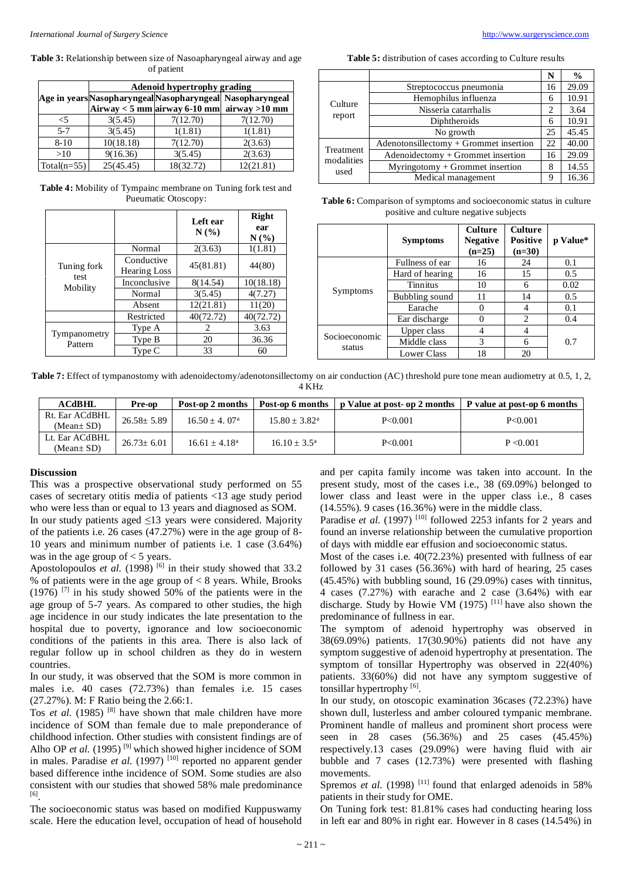**Table 3:** Relationship between size of Nasoapharyngeal airway and age of patient

| Age in years | Adenoid hypertrophy grading | | |
|---|---|---|---|
| | Nasopharyngeal Airway < 5 mm | Nasopharyngeal airway 6-10 mm | Nasopharyngeal airway >10 mm |
| <5 | 3(5.45) | 7(12.70) | 7(12.70) |
| 5-7 | 3(5.45) | 1(1.81) | 1(1.81) |
| 8-10 | 10(18.18) | 7(12.70) | 2(3.63) |
| >10 | 9(16.36) | 3(5.45) | 2(3.63) |
| Total(n=55) | 25(45.45) | 18(32.72) | 12(21.81) |

**Table 4:** Mobility of Tympainc membrane on Tuning fork test and Pueumatic Otoscopy:

| | | Left ear N (%) | Right ear N (%) |
|---|---|---|---|
| Tuning fork test Mobility | Normal | 2(3.63) | 1(1.81) |
| | Conductive Hearing Loss | 45(81.81) | 44(80) |
| | Inconclusive | 8(14.54) | 10(18.18) |
| | Normal | 3(5.45) | 4(7.27) |
| | Absent | 12(21.81) | 11(20) |
| | Restricted | 40(72.72) | 40(72.72) |
| Tympanometry Pattern | Type A | 2 | 3.63 |
| | Type B | 20 | 36.36 |
| | Type C | 33 | 60 |

**Table 5:** distribution of cases according to Culture results

| | | N | % |
|---|---|---|---|
| Culture report | Streptococcus pneumonia | 16 | 29.09 |
| | Hemophilus influenza | 6 | 10.91 |
| | Nisseria catarrhalis | 2 | 3.64 |
| | Diphtheroids | 6 | 10.91 |
| | No growth | 25 | 45.45 |
| Treatment modalities used | Adenotonsillectomy + Grommet insertion | 22 | 40.00 |
| | Adenoidectomy + Grommet insertion | 16 | 29.09 |
| | Myringotomy + Grommet insertion | 8 | 14.55 |
| | Medical management | 9 | 16.36 |

**Table 6:** Comparison of symptoms and socioeconomic status in culture positive and culture negative subjects

| | Symptoms | Culture Negative (n=25) | Culture Positive (n=30) | p Value* |
|---|---|---|---|---|
| Symptoms | Fullness of ear | 16 | 24 | 0.1 |
| | Hard of hearing | 16 | 15 | 0.5 |
| | Tinnitus | 10 | 6 | 0.02 |
| | Bubbling sound | 11 | 14 | 0.5 |
| | Earache | 0 | 4 | 0.1 |
| | Ear discharge | 0 | 2 | 0.4 |
| Socioeconomic status | Upper class | 4 | 4 | 0.7 |
| | Middle class | 3 | 6 | |
| | Lower Class | 18 | 20 | |

**Table 7:** Effect of tympanostomy with adenoidectomy/adenotonsillectomy on air conduction (AC) threshold pure tone mean audiometry at 0.5, 1, 2, 4 KHz

| ACdBHL | Pre-op | Post-op 2 months | Post-op 6 months | p Value at post- op 2 months | P value at post-op 6 months |
|---|---|---|---|---|---|
| Rt. Ear ACdBHL (Mean± SD) | 26.58± 5.89 | 16.50 ± 4. 07[a] | 15.80 ± 3.82[a] | P<0.001 | P<0.001 |
| Lt. Ear ACdBHL (Mean± SD) | 26.73± 6.01 | 16.61 ± 4.18[a] | 16.10 ± 3.5[a] | P<0.001 | P <0.001 |

## Discussion

This was a prospective observational study performed on 55 cases of secretary otitis media of patients <13 age study period who were less than or equal to 13 years and diagnosed as SOM.

In our study patients aged ≤13 years were considered. Majority of the patients i.e. 26 cases (47.27%) were in the age group of 8-10 years and minimum number of patients i.e. 1 case (3.64%) was in the age group of < 5 years.

Apostolopoulos *et al.* (1998) [6] in their study showed that 33.2 % of patients were in the age group of < 8 years. While, Brooks (1976) [7] in his study showed 50% of the patients were in the age group of 5-7 years. As compared to other studies, the high age incidence in our study indicates the late presentation to the hospital due to poverty, ignorance and low socioeconomic conditions of the patients in this area. There is also lack of regular follow up in school children as they do in western countries.

In our study, it was observed that the SOM is more common in males i.e. 40 cases (72.73%) than females i.e. 15 cases (27.27%). M: F Ratio being the 2.66:1.

Tos *et al.* (1985) [8] have shown that male children have more incidence of SOM than female due to male preponderance of childhood infection. Other studies with consistent findings are of Alho OP *et al.* (1995) [9] which showed higher incidence of SOM in males. Paradise *et al.* (1997) [10] reported no apparent gender based difference inthe incidence of SOM. Some studies are also consistent with our studies that showed 58% male predominance [6].

The socioeconomic status was based on modified Kuppuswamy scale. Here the education level, occupation of head of household and per capita family income was taken into account. In the present study, most of the cases i.e., 38 (69.09%) belonged to lower class and least were in the upper class i.e., 8 cases (14.55%). 9 cases (16.36%) were in the middle class.

Paradise *et al.* (1997) [10] followed 2253 infants for 2 years and found an inverse relationship between the cumulative proportion of days with middle ear effusion and socioeconomic status.

Most of the cases i.e. 40(72.23%) presented with fullness of ear followed by 31 cases (56.36%) with hard of hearing, 25 cases (45.45%) with bubbling sound, 16 (29.09%) cases with tinnitus, 4 cases (7.27%) with earache and 2 case (3.64%) with ear discharge. Study by Howie VM (1975) [11] have also shown the predominance of fullness in ear.

The symptom of adenoid hypertrophy was observed in 38(69.09%) patients. 17(30.90%) patients did not have any symptom suggestive of adenoid hypertrophy at presentation. The symptom of tonsillar Hypertrophy was observed in 22(40%) patients. 33(60%) did not have any symptom suggestive of tonsillar hypertrophy [6].

In our study, on otoscopic examination 36cases (72.23%) have shown dull, lusterless and amber coloured tympanic membrane. Prominent handle of malleus and prominent short process were seen in 28 cases (56.36%) and 25 cases (45.45%) respectively.13 cases (29.09%) were having fluid with air bubble and 7 cases (12.73%) were presented with flashing movements.

Spremos *et al.* (1998) [11] found that enlarged adenoids in 58% patients in their study for OME.

On Tuning fork test: 81.81% cases had conducting hearing loss in left ear and 80% in right ear. However in 8 cases (14.54%) in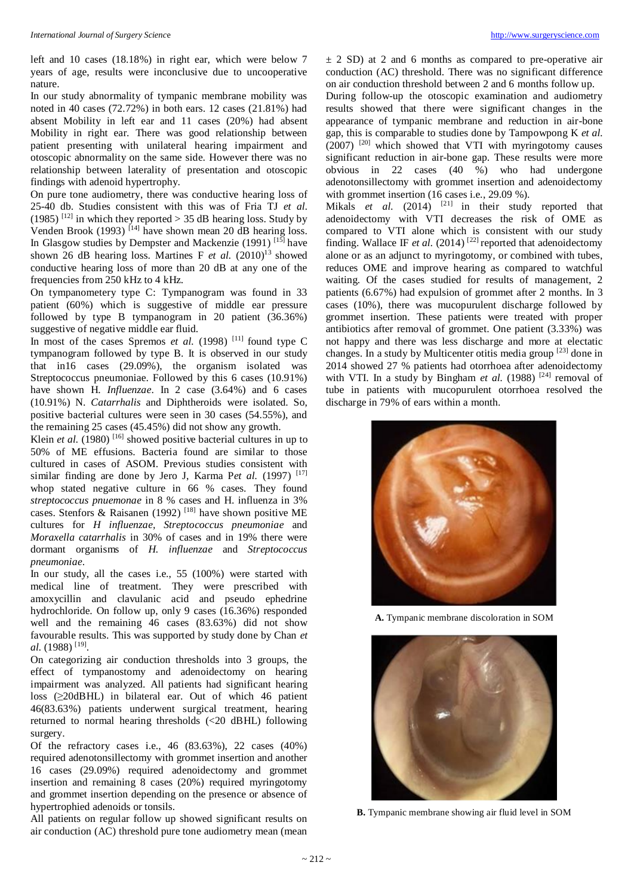left and 10 cases (18.18%) in right ear, which were below 7 years of age, results were inconclusive due to uncooperative nature.

In our study abnormality of tympanic membrane mobility was noted in 40 cases (72.72%) in both ears. 12 cases (21.81%) had absent Mobility in left ear and 11 cases (20%) had absent Mobility in right ear. There was good relationship between patient presenting with unilateral hearing impairment and otoscopic abnormality on the same side. However there was no relationship between laterality of presentation and otoscopic findings with adenoid hypertrophy.

On pure tone audiometry, there was conductive hearing loss of 25-40 db. Studies consistent with this was of Fria TJ *et al.* (1985) [12] in which they reported > 35 dB hearing loss. Study by Venden Brook (1993) [14] have shown mean 20 dB hearing loss. In Glasgow studies by Dempster and Mackenzie (1991) [15] have shown 26 dB hearing loss. Martines F *et al.* (2010)[13] showed conductive hearing loss of more than 20 dB at any one of the frequencies from 250 kHz to 4 kHz.

On tympanometery type C: Tympanogram was found in 33 patient (60%) which is suggestive of middle ear pressure followed by type B tympanogram in 20 patient (36.36%) suggestive of negative middle ear fluid.

In most of the cases Spremos *et al.* (1998) [11] found type C tympanogram followed by type B. It is observed in our study that in16 cases (29.09%), the organism isolated was Streptococcus pneumoniae. Followed by this 6 cases (10.91%) have shown H. *Influenzae*. In 2 case (3.64%) and 6 cases (10.91%) N. *Catarrhalis* and Diphtheroids were isolated. So, positive bacterial cultures were seen in 30 cases (54.55%), and the remaining 25 cases (45.45%) did not show any growth.

Klein *et al.* (1980) [16] showed positive bacterial cultures in up to 50% of ME effusions. Bacteria found are similar to those cultured in cases of ASOM. Previous studies consistent with similar finding are done by Jero J, Karma P*et al.* (1997) [17] whop stated negative culture in 66 % cases. They found *streptococcus pnuemonae* in 8 % cases and H. influenza in 3% cases. Stenfors & Raisanen (1992) [18] have shown positive ME cultures for *H influenzae, Streptococcus pneumoniae* and *Moraxella catarrhalis* in 30% of cases and in 19% there were dormant organisms of *H. influenzae* and *Streptococcus pneumoniae*.

In our study, all the cases i.e., 55 (100%) were started with medical line of treatment. They were prescribed with amoxycillin and clavulanic acid and pseudo ephedrine hydrochloride. On follow up, only 9 cases (16.36%) responded well and the remaining 46 cases (83.63%) did not show favourable results. This was supported by study done by Chan *et al.* (1988) [19].

On categorizing air conduction thresholds into 3 groups, the effect of tympanostomy and adenoidectomy on hearing impairment was analyzed. All patients had significant hearing loss (≥20dBHL) in bilateral ear. Out of which 46 patient 46(83.63%) patients underwent surgical treatment, hearing returned to normal hearing thresholds (<20 dBHL) following surgery.

Of the refractory cases i.e., 46 (83.63%), 22 cases (40%) required adenotonsillectomy with grommet insertion and another 16 cases (29.09%) required adenoidectomy and grommet insertion and remaining 8 cases (20%) required myringotomy and grommet insertion depending on the presence or absence of hypertrophied adenoids or tonsils.

All patients on regular follow up showed significant results on air conduction (AC) threshold pure tone audiometry mean (mean ± 2 SD) at 2 and 6 months as compared to pre-operative air conduction (AC) threshold. There was no significant difference on air conduction threshold between 2 and 6 months follow up.

During follow-up the otoscopic examination and audiometry results showed that there were significant changes in the appearance of tympanic membrane and reduction in air-bone gap, this is comparable to studies done by Tampowpong K *et al.* (2007) [20] which showed that VTI with myringotomy causes significant reduction in air-bone gap. These results were more obvious in 22 cases (40 %) who had undergone adenotonsillectomy with grommet insertion and adenoidectomy with grommet insertion (16 cases i.e., 29.09 %).

Mikals *et al.* (2014) [21] in their study reported that adenoidectomy with VTI decreases the risk of OME as compared to VTI alone which is consistent with our study finding. Wallace IF *et al.* (2014) [22] reported that adenoidectomy alone or as an adjunct to myringotomy, or combined with tubes, reduces OME and improve hearing as compared to watchful waiting. Of the cases studied for results of management, 2 patients (6.67%) had expulsion of grommet after 2 months. In 3 cases (10%), there was mucopurulent discharge followed by grommet insertion. These patients were treated with proper antibiotics after removal of grommet. One patient (3.33%) was not happy and there was less discharge and more at electatic changes. In a study by Multicenter otitis media group [23] done in 2014 showed 27 % patients had otorrhoea after adenoidectomy with VTI. In a study by Bingham *et al.* (1988) [24] removal of tube in patients with mucopurulent otorrhoea resolved the discharge in 79% of ears within a month.

**A.** Tympanic membrane discoloration in SOM

**B.** Tympanic membrane showing air fluid level in SOM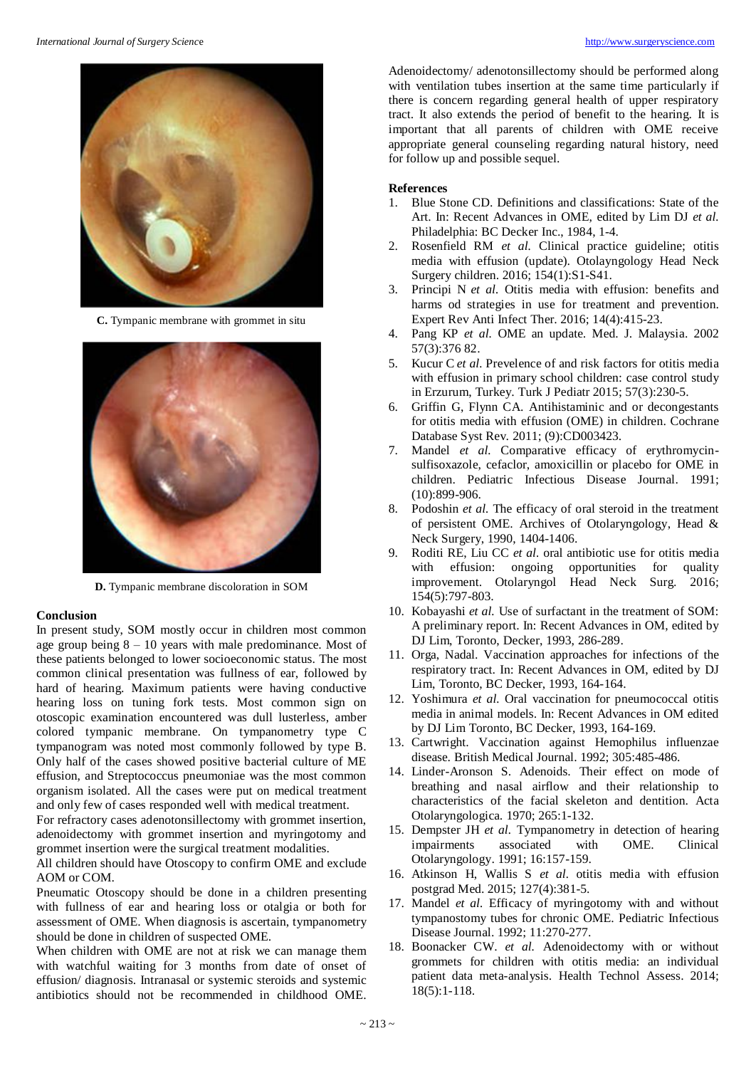C. Tympanic membrane with grommet in situ

D. Tympanic membrane discoloration in SOM

### Conclusion

In present study, SOM mostly occur in children most common age group being 8 – 10 years with male predominance. Most of these patients belonged to lower socioeconomic status. The most common clinical presentation was fullness of ear, followed by hard of hearing. Maximum patients were having conductive hearing loss on tuning fork tests. Most common sign on otoscopic examination encountered was dull lusterless, amber colored tympanic membrane. On tympanometry type C tympanogram was noted most commonly followed by type B. Only half of the cases showed positive bacterial culture of ME effusion, and Streptococcus pneumoniae was the most common organism isolated. All the cases were put on medical treatment and only few of cases responded well with medical treatment.

For refractory cases adenotonsillectomy with grommet insertion, adenoidectomy with grommet insertion and myringotomy and grommet insertion were the surgical treatment modalities.

All children should have Otoscopy to confirm OME and exclude AOM or COM.

Pneumatic Otoscopy should be done in a children presenting with fullness of ear and hearing loss or otalgia or both for assessment of OME. When diagnosis is ascertain, tympanometry should be done in children of suspected OME.

When children with OME are not at risk we can manage them with watchful waiting for 3 months from date of onset of effusion/ diagnosis. Intranasal or systemic steroids and systemic antibiotics should not be recommended in childhood OME. Adenoidectomy/ adenotonsillectomy should be performed along with ventilation tubes insertion at the same time particularly if there is concern regarding general health of upper respiratory tract. It also extends the period of benefit to the hearing. It is important that all parents of children with OME receive appropriate general counseling regarding natural history, need for follow up and possible sequel.

### References

1. Blue Stone CD. Definitions and classifications: State of the Art. In: Recent Advances in OME, edited by Lim DJ *et al.* Philadelphia: BC Decker Inc., 1984, 1-4.
2. Rosenfield RM *et al.* Clinical practice guideline; otitis media with effusion (update). Otolayngology Head Neck Surgery children. 2016; 154(1):S1-S41.
3. Principi N *et al.* Otitis media with effusion: benefits and harms od strategies in use for treatment and prevention. Expert Rev Anti Infect Ther. 2016; 14(4):415-23.
4. Pang KP *et al.* OME an update. Med. J. Malaysia. 2002 57(3):376 82.
5. Kucur C *et al.* Prevelence of and risk factors for otitis media with effusion in primary school children: case control study in Erzurum, Turkey. Turk J Pediatr 2015; 57(3):230-5.
6. Griffin G, Flynn CA. Antihistaminic and or decongestants for otitis media with effusion (OME) in children. Cochrane Database Syst Rev. 2011; (9):CD003423.
7. Mandel *et al.* Comparative efficacy of erythromycin-sulfisoxazole, cefaclor, amoxicillin or placebo for OME in children. Pediatric Infectious Disease Journal. 1991; (10):899-906.
8. Podoshin *et al.* The efficacy of oral steroid in the treatment of persistent OME. Archives of Otolaryngology, Head & Neck Surgery, 1990, 1404-1406.
9. Roditi RE, Liu CC *et al.* oral antibiotic use for otitis media with effusion: ongoing opportunities for quality improvement. Otolaryngol Head Neck Surg. 2016; 154(5):797-803.
10. Kobayashi *et al.* Use of surfactant in the treatment of SOM: A preliminary report. In: Recent Advances in OM, edited by DJ Lim, Toronto, Decker, 1993, 286-289.
11. Orga, Nadal. Vaccination approaches for infections of the respiratory tract. In: Recent Advances in OM, edited by DJ Lim, Toronto, BC Decker, 1993, 164-164.
12. Yoshimura *et al.* Oral vaccination for pneumococcal otitis media in animal models. In: Recent Advances in OM edited by DJ Lim Toronto, BC Decker, 1993, 164-169.
13. Cartwright. Vaccination against Hemophilus influenzae disease. British Medical Journal. 1992; 305:485-486.
14. Linder-Aronson S. Adenoids. Their effect on mode of breathing and nasal airflow and their relationship to characteristics of the facial skeleton and dentition. Acta Otolaryngologica. 1970; 265:1-132.
15. Dempster JH *et al.* Tympanometry in detection of hearing impairments associated with OME. Clinical Otolaryngology. 1991; 16:157-159.
16. Atkinson H, Wallis S *et al.* otitis media with effusion postgrad Med. 2015; 127(4):381-5.
17. Mandel *et al.* Efficacy of myringotomy with and without tympanostomy tubes for chronic OME. Pediatric Infectious Disease Journal. 1992; 11:270-277.
18. Boonacker CW. *et al.* Adenoidectomy with or without grommets for children with otitis media: an individual patient data meta-analysis. Health Technol Assess. 2014; 18(5):1-118.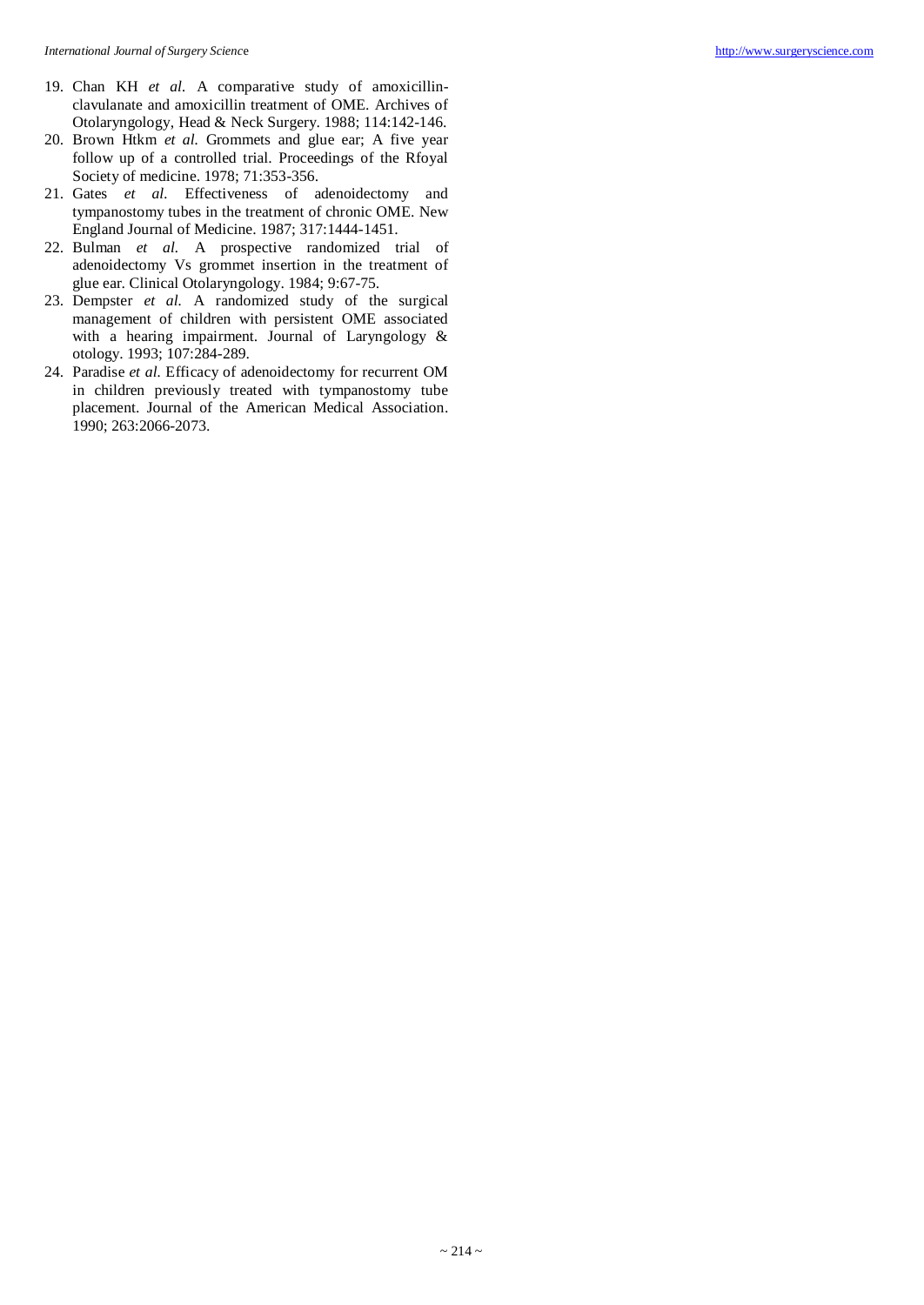19. Chan KH *et al.* A comparative study of amoxicillin-clavulanate and amoxicillin treatment of OME. Archives of Otolaryngology, Head & Neck Surgery. 1988; 114:142-146.
20. Brown Htkm *et al.* Grommets and glue ear; A five year follow up of a controlled trial. Proceedings of the Rfoyal Society of medicine. 1978; 71:353-356.
21. Gates *et al.* Effectiveness of adenoidectomy and tympanostomy tubes in the treatment of chronic OME. New England Journal of Medicine. 1987; 317:1444-1451.
22. Bulman *et al.* A prospective randomized trial of adenoidectomy Vs grommet insertion in the treatment of glue ear. Clinical Otolaryngology. 1984; 9:67-75.
23. Dempster *et al.* A randomized study of the surgical management of children with persistent OME associated with a hearing impairment. Journal of Laryngology & otology. 1993; 107:284-289.
24. Paradise *et al.* Efficacy of adenoidectomy for recurrent OM in children previously treated with tympanostomy tube placement. Journal of the American Medical Association. 1990; 263:2066-2073.